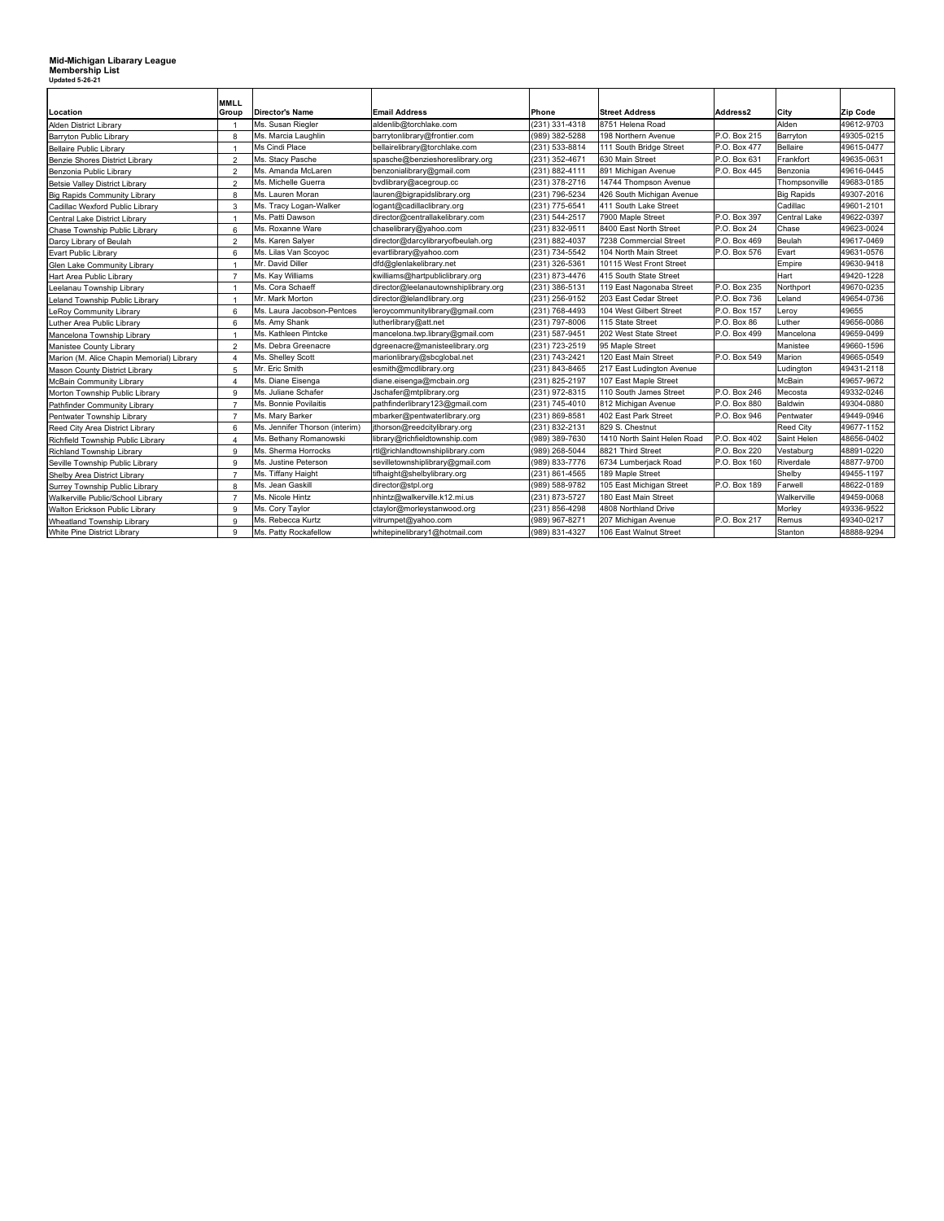**Mid-Michigan Libarary League**
**Membership List**
**Updated 5-26-21**

| Location | MMLL Group | Director's Name | Email Address | Phone | Street Address | Address2 | City | Zip Code |
|---|---|---|---|---|---|---|---|---|
| Alden District Library | 1 | Ms. Susan Riegler | aldenlib@torchlake.com | (231) 331-4318 | 8751 Helena Road | | Alden | 49612-9703 |
| Barryton Public Library | 8 | Ms. Marcia Laughlin | barrytonlibrary@frontier.com | (989) 382-5288 | 198 Northern Avenue | P.O. Box 215 | Barryton | 49305-0215 |
| Bellaire Public Library | 1 | Ms Cindi Place | bellairelibrary@torchlake.com | (231) 533-8814 | 111 South Bridge Street | P.O. Box 477 | Bellaire | 49615-0477 |
| Benzie Shores District Library | 2 | Ms. Stacy Pasche | spasche@benzieshoreslibrary.org | (231) 352-4671 | 630 Main Street | P.O. Box 631 | Frankfort | 49635-0631 |
| Benzonia Public Library | 2 | Ms. Amanda McLaren | benzonialibrary@gmail.com | (231) 882-4111 | 891 Michigan Avenue | P.O. Box 445 | Benzonia | 49616-0445 |
| Betsie Valley District Library | 2 | Ms. Michelle Guerra | bvdlibrary@acegroup.cc | (231) 378-2716 | 14744 Thompson Avenue | | Thompsonville | 49683-0185 |
| Big Rapids Community Library | 8 | Ms. Lauren Moran | lauren@bigrapidslibrary.org | (231) 796-5234 | 426 South Michigan Avenue | | Big Rapids | 49307-2016 |
| Cadillac Wexford Public Library | 3 | Ms. Tracy Logan-Walker | logant@cadillaclibrary.org | (231) 775-6541 | 411 South Lake Street | | Cadillac | 49601-2101 |
| Central Lake District Library | 1 | Ms. Patti Dawson | director@centrallakelibrary.com | (231) 544-2517 | 7900 Maple Street | P.O. Box 397 | Central Lake | 49622-0397 |
| Chase Township Public Library | 6 | Ms. Roxanne Ware | chaselibrary@yahoo.com | (231) 832-9511 | 8400 East North Street | P.O. Box 24 | Chase | 49623-0024 |
| Darcy Library of Beulah | 2 | Ms. Karen Salyer | director@darcylibraryofbeulah.org | (231) 882-4037 | 7238 Commercial Street | P.O. Box 469 | Beulah | 49617-0469 |
| Evart Public Library | 6 | Ms. Lilas Van Scoyoc | evartlibrary@yahoo.com | (231) 734-5542 | 104 North Main Street | P.O. Box 576 | Evart | 49631-0576 |
| Glen Lake Community Library | 1 | Mr. David Diller | dfd@glenlakelibrary.net | (231) 326-5361 | 10115 West Front Street | | Empire | 49630-9418 |
| Hart Area Public Library | 7 | Ms. Kay Williams | kwilliams@hartpubliclibrary.org | (231) 873-4476 | 415 South State Street | | Hart | 49420-1228 |
| Leelanau Township Library | 1 | Ms. Cora Schaeff | director@leelanautownshiplibrary.org | (231) 386-5131 | 119 East Nagonaba Street | P.O. Box 235 | Northport | 49670-0235 |
| Leland Township Public Library | 1 | Mr. Mark Morton | director@lelandlibrary.org | (231) 256-9152 | 203 East Cedar Street | P.O. Box 736 | Leland | 49654-0736 |
| LeRoy Community Library | 6 | Ms. Laura Jacobson-Pentces | leroycommunitylibrary@gmail.com | (231) 768-4493 | 104 West Gilbert Street | P.O. Box 157 | Leroy | 49655 |
| Luther Area Public Library | 6 | Ms. Amy Shank | lutherlibrary@att.net | (231) 797-8006 | 115 State Street | P.O. Box 86 | Luther | 49656-0086 |
| Mancelona Township Library | 1 | Ms. Kathleen Pintcke | mancelona.twp.library@gmail.com | (231) 587-9451 | 202 West State Street | P.O. Box 499 | Mancelona | 49659-0499 |
| Manistee County Library | 2 | Ms. Debra Greenacre | dgreenacre@manisteelibrary.org | (231) 723-2519 | 95 Maple Street | | Manistee | 49660-1596 |
| Marion (M. Alice Chapin Memorial) Library | 4 | Ms. Shelley Scott | marionlibrary@sbcglobal.net | (231) 743-2421 | 120 East Main Street | P.O. Box 549 | Marion | 49665-0549 |
| Mason County District Library | 5 | Mr. Eric Smith | esmith@mcdlibrary.org | (231) 843-8465 | 217 East Ludington Avenue | | Ludington | 49431-2118 |
| McBain Community Library | 4 | Ms. Diane Eisenga | diane.eisenga@mcbain.org | (231) 825-2197 | 107 East Maple Street | | McBain | 49657-9672 |
| Morton Township Public Library | 9 | Ms. Juliane Schafer | Jschafer@mtplibrary.org | (231) 972-8315 | 110 South James Street | P.O. Box 246 | Mecosta | 49332-0246 |
| Pathfinder Community Library | 7 | Ms. Bonnie Povilaitis | pathfinderlibrary123@gmail.com | (231) 745-4010 | 812 Michigan Avenue | P.O. Box 880 | Baldwin | 49304-0880 |
| Pentwater Township Library | 7 | Ms. Mary Barker | mbarker@pentwaterlibrary.org | (231) 869-8581 | 402 East Park Street | P.O. Box 946 | Pentwater | 49449-0946 |
| Reed City Area District Library | 6 | Ms. Jennifer Thorson (interim) | jthorson@reedcitylibrary.org | (231) 832-2131 | 829 S. Chestnut | | Reed City | 49677-1152 |
| Richfield Township Public Library | 4 | Ms. Bethany Romanowski | library@richfieldtownship.com | (989) 389-7630 | 1410 North Saint Helen Road | P.O. Box 402 | Saint Helen | 48656-0402 |
| Richland Township Library | 9 | Ms. Sherma Horrocks | rtl@richlandtownshiplibrary.com | (989) 268-5044 | 8821 Third Street | P.O. Box 220 | Vestaburg | 48891-0220 |
| Seville Township Public Library | 9 | Ms. Justine Peterson | sevilletownshiplibrary@gmail.com | (989) 833-7776 | 6734 Lumberjack Road | P.O. Box 160 | Riverdale | 48877-9700 |
| Shelby Area District Library | 7 | Ms. Tiffany Haight | tifhaight@shelbylibrary.org | (231) 861-4565 | 189 Maple Street | | Shelby | 49455-1197 |
| Surrey Township Public Library | 8 | Ms. Jean Gaskill | director@stpl.org | (989) 588-9782 | 105 East Michigan Street | P.O. Box 189 | Farwell | 48622-0189 |
| Walkerville Public/School Library | 7 | Ms. Nicole Hintz | nhintz@walkerville.k12.mi.us | (231) 873-5727 | 180 East Main Street | | Walkerville | 49459-0068 |
| Walton Erickson Public Library | 9 | Ms. Cory Taylor | ctaylor@morleystanwood.org | (231) 856-4298 | 4808 Northland Drive | | Morley | 49336-9522 |
| Wheatland Township Library | 9 | Ms. Rebecca Kurtz | vitrumpet@yahoo.com | (989) 967-8271 | 207 Michigan Avenue | P.O. Box 217 | Remus | 49340-0217 |
| White Pine District Library | 9 | Ms. Patty Rockafellow | whitepinelibrary1@hotmail.com | (989) 831-4327 | 106 East Walnut Street | | Stanton | 48888-9294 |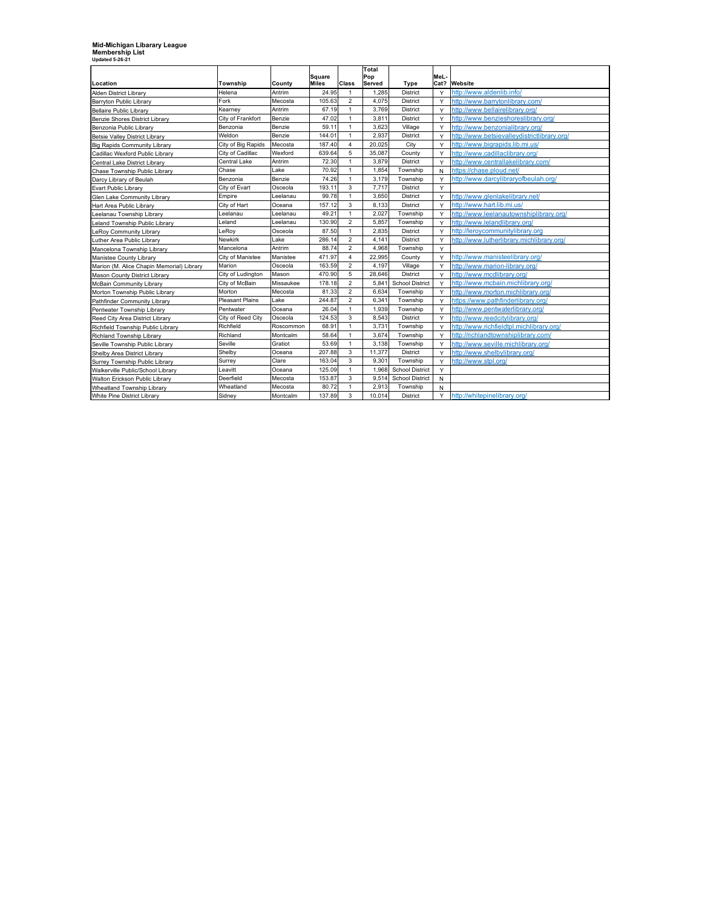**Mid-Michigan Libarary League**
**Membership List**
**Updated 5-26-21**

| Location | Township | County | Square Miles | Class | Total Pop Served | Type | MeL-Cat? | Website |
|---|---|---|---|---|---|---|---|---|
| Alden District Library | Helena | Antrim | 24.95 | 1 | 1,285 | District | Y | http://www.aldenlib.info/ |
| Barryton Public Library | Fork | Mecosta | 105.63 | 2 | 4,075 | District | Y | http://www.barrytonlibrary.com/ |
| Bellaire Public Library | Kearney | Antrim | 67.19 | 1 | 3,769 | District | Y | http://www.bellairelibrary.org/ |
| Benzie Shores District Library | City of Frankfort | Benzie | 47.02 | 1 | 3,811 | District | Y | http://www.benzieshoreslibrary.org/ |
| Benzonia Public Library | Benzonia | Benzie | 59.11 | 1 | 3,623 | Village | Y | http://www.benzonialibrary.org/ |
| Betsie Valley District Library | Weldon | Benzie | 144.01 | 1 | 2,937 | District | Y | http://www.betsievalleydistrictlibrary.org/ |
| Big Rapids Community Library | City of Big Rapids | Mecosta | 187.40 | 4 | 20,025 | City | Y | http://www.bigrapids.lib.mi.us/ |
| Cadillac Wexford Public Library | City of Cadillac | Wexford | 639.64 | 5 | 35,087 | County | Y | http://www.cadillaclibrary.org/ |
| Central Lake District Library | Central Lake | Antrim | 72.30 | 1 | 3,879 | District | Y | http://www.centrallakelibrary.com/ |
| Chase Township Public Library | Chase | Lake | 70.92 | 1 | 1,854 | Township | N | https://chase.ploud.net/ |
| Darcy Library of Beulah | Benzonia | Benzie | 74.26 | 1 | 3,179 | Township | Y | http://www.darcylibraryofbeulah.org/ |
| Evart Public Library | City of Evart | Osceola | 193.11 | 3 | 7,717 | District | Y | |
| Glen Lake Community Library | Empire | Leelanau | 99.78 | 1 | 3,650 | District | Y | http://www.glenlakelibrary.net/ |
| Hart Area Public Library | City of Hart | Oceana | 157.12 | 3 | 8,133 | District | Y | http://www.hart.lib.mi.us/ |
| Leelanau Township Library | Leelanau | Leelanau | 49.21 | 1 | 2,027 | Township | Y | http://www.leelanautownshiplibrary.org/ |
| Leland Township Public Library | Leland | Leelanau | 130.90 | 2 | 5,857 | Township | Y | http://www.lelandlibrary.org/ |
| LeRoy Community Library | LeRoy | Osceola | 87.50 | 1 | 2,835 | District | Y | http://leroycommunitylibrary.org |
| Luther Area Public Library | Newkirk | Lake | 286.14 | 2 | 4,141 | District | Y | http://www.lutherlibrary.michlibrary.org/ |
| Mancelona Township Library | Mancelona | Antrim | 88.74 | 2 | 4,968 | Township | Y | |
| Manistee County Library | City of Manistee | Manistee | 471.97 | 4 | 22,995 | County | Y | http://www.manisteelibrary.org/ |
| Marion (M. Alice Chapin Memorial) Library | Marion | Osceola | 163.59 | 2 | 4,197 | Village | Y | http://www.marion-library.org/ |
| Mason County District Library | City of Ludington | Mason | 470.90 | 5 | 28,646 | District | Y | http://www.mcdlibrary.org/ |
| McBain Community Library | City of McBain | Missaukee | 178.18 | 2 | 5,841 | School District | Y | http://www.mcbain.michlibrary.org/ |
| Morton Township Public Library | Morton | Mecosta | 81.33 | 2 | 6,634 | Township | Y | http://www.morton.michlibrary.org/ |
| Pathfinder Community Library | Pleasant Plains | Lake | 244.87 | 2 | 6,341 | Township | Y | https://www.pathfinderlibrary.org/ |
| Pentwater Township Library | Pentwater | Oceana | 26.04 | 1 | 1,939 | Township | Y | http://www.pentwaterlibrary.org/ |
| Reed City Area District Library | City of Reed City | Osceola | 124.53 | 3 | 8,543 | District | Y | http://www.reedcitylibrary.org/ |
| Richfield Township Public Library | Richfield | Roscommon | 68.91 | 1 | 3,731 | Township | Y | http://www.richfieldtpl.michlibrary.org/ |
| Richland Township Library | Richland | Montcalm | 58.64 | 1 | 3,674 | Township | Y | http://richlandtownshiplibrary.com/ |
| Seville Township Public Library | Seville | Gratiot | 53.69 | 1 | 3,138 | Township | Y | http://www.seville.michlibrary.org/ |
| Shelby Area District Library | Shelby | Oceana | 207.88 | 3 | 11,377 | District | Y | http://www.shelbylibrary.org/ |
| Surrey Township Public Library | Surrey | Clare | 163.04 | 3 | 9,301 | Township | Y | http://www.stpl.org/ |
| Walkerville Public/School Library | Leavitt | Oceana | 125.09 | 1 | 1,968 | School District | Y | |
| Walton Erickson Public Library | Deerfield | Mecosta | 153.87 | 3 | 9,514 | School District | N | |
| Wheatland Township Library | Wheatland | Mecosta | 80.72 | 1 | 2,913 | Township | N | |
| White Pine District Library | Sidney | Montcalm | 137.89 | 3 | 10,014 | District | Y | http://whitepinelibrary.org/ |